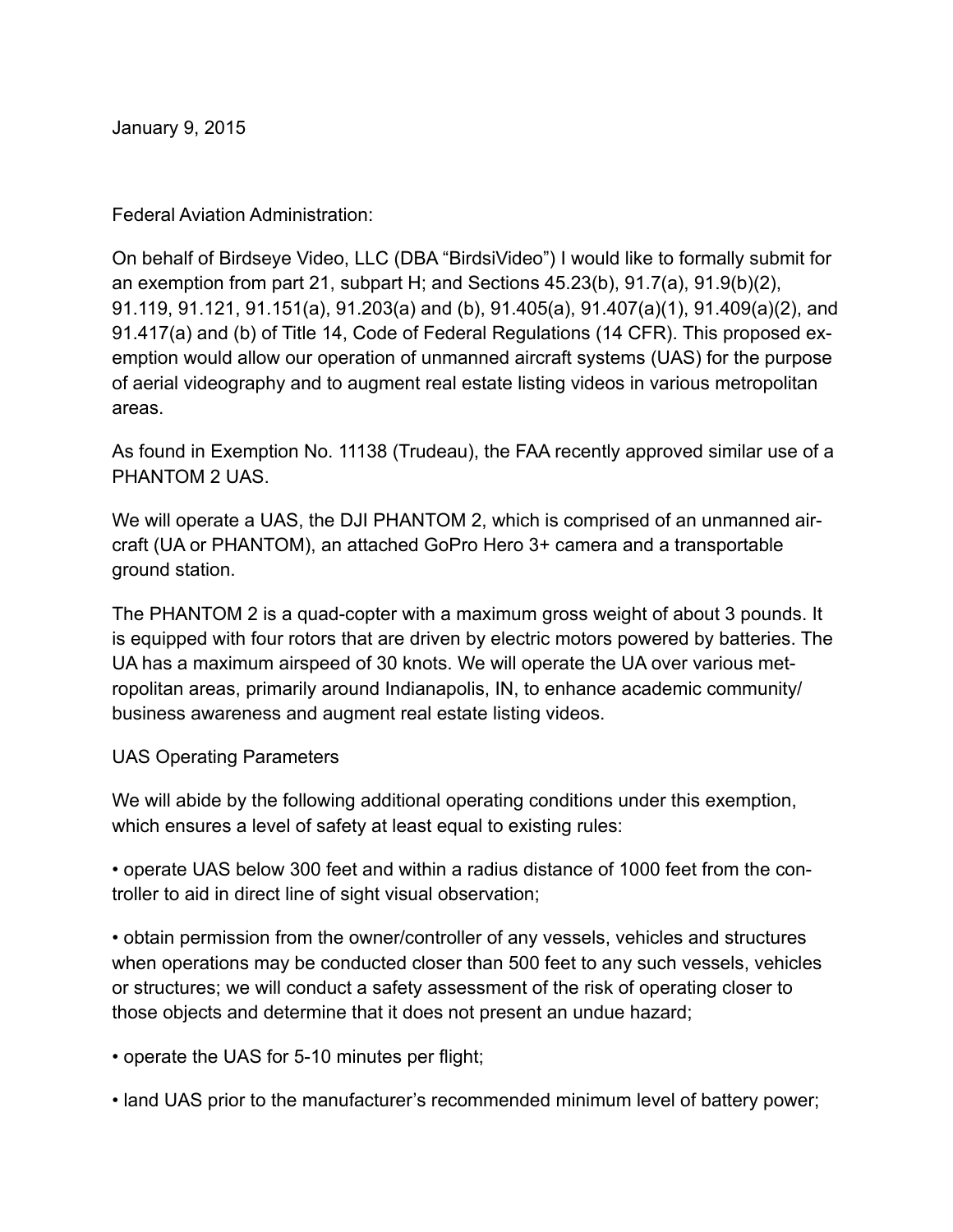January 9, 2015

Federal Aviation Administration:

On behalf of Birdseye Video, LLC (DBA "BirdsiVideo") I would like to formally submit for an exemption from part 21, subpart H; and Sections 45.23(b), 91.7(a), 91.9(b)(2), 91.119, 91.121, 91.151(a), 91.203(a) and (b), 91.405(a), 91.407(a)(1), 91.409(a)(2), and 91.417(a) and (b) of Title 14, Code of Federal Regulations (14 CFR). This proposed exemption would allow our operation of unmanned aircraft systems (UAS) for the purpose of aerial videography and to augment real estate listing videos in various metropolitan areas.

As found in Exemption No. 11138 (Trudeau), the FAA recently approved similar use of a PHANTOM 2 UAS.

We will operate a UAS, the DJI PHANTOM 2, which is comprised of an unmanned aircraft (UA or PHANTOM), an attached GoPro Hero 3+ camera and a transportable ground station.

The PHANTOM 2 is a quad-copter with a maximum gross weight of about 3 pounds. It is equipped with four rotors that are driven by electric motors powered by batteries. The UA has a maximum airspeed of 30 knots. We will operate the UA over various metropolitan areas, primarily around Indianapolis, IN, to enhance academic community/ business awareness and augment real estate listing videos.

UAS Operating Parameters

We will abide by the following additional operating conditions under this exemption, which ensures a level of safety at least equal to existing rules:

- operate UAS below 300 feet and within a radius distance of 1000 feet from the controller to aid in direct line of sight visual observation;

- obtain permission from the owner/controller of any vessels, vehicles and structures when operations may be conducted closer than 500 feet to any such vessels, vehicles or structures; we will conduct a safety assessment of the risk of operating closer to those objects and determine that it does not present an undue hazard;

- operate the UAS for 5-10 minutes per flight;

- land UAS prior to the manufacturer's recommended minimum level of battery power;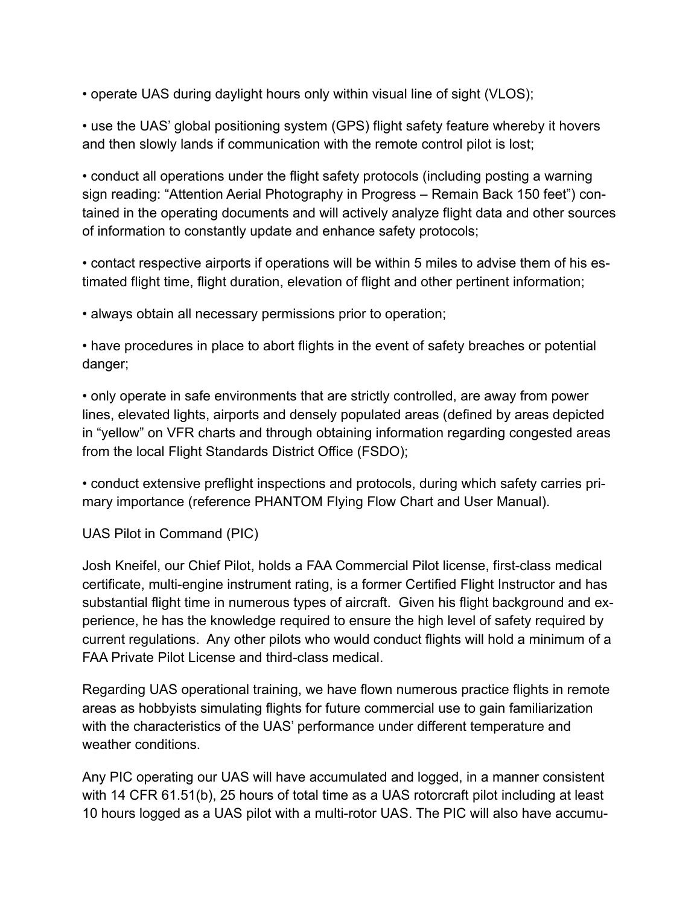- operate UAS during daylight hours only within visual line of sight (VLOS);
- use the UAS' global positioning system (GPS) flight safety feature whereby it hovers and then slowly lands if communication with the remote control pilot is lost;
- conduct all operations under the flight safety protocols (including posting a warning sign reading: "Attention Aerial Photography in Progress – Remain Back 150 feet") contained in the operating documents and will actively analyze flight data and other sources of information to constantly update and enhance safety protocols;
- contact respective airports if operations will be within 5 miles to advise them of his estimated flight time, flight duration, elevation of flight and other pertinent information;
- always obtain all necessary permissions prior to operation;
- have procedures in place to abort flights in the event of safety breaches or potential danger;
- only operate in safe environments that are strictly controlled, are away from power lines, elevated lights, airports and densely populated areas (defined by areas depicted in "yellow" on VFR charts and through obtaining information regarding congested areas from the local Flight Standards District Office (FSDO);
- conduct extensive preflight inspections and protocols, during which safety carries primary importance (reference PHANTOM Flying Flow Chart and User Manual).

UAS Pilot in Command (PIC)

Josh Kneifel, our Chief Pilot, holds a FAA Commercial Pilot license, first-class medical certificate, multi-engine instrument rating, is a former Certified Flight Instructor and has substantial flight time in numerous types of aircraft. Given his flight background and experience, he has the knowledge required to ensure the high level of safety required by current regulations. Any other pilots who would conduct flights will hold a minimum of a FAA Private Pilot License and third-class medical.

Regarding UAS operational training, we have flown numerous practice flights in remote areas as hobbyists simulating flights for future commercial use to gain familiarization with the characteristics of the UAS' performance under different temperature and weather conditions.

Any PIC operating our UAS will have accumulated and logged, in a manner consistent with 14 CFR 61.51(b), 25 hours of total time as a UAS rotorcraft pilot including at least 10 hours logged as a UAS pilot with a multi-rotor UAS. The PIC will also have accumu-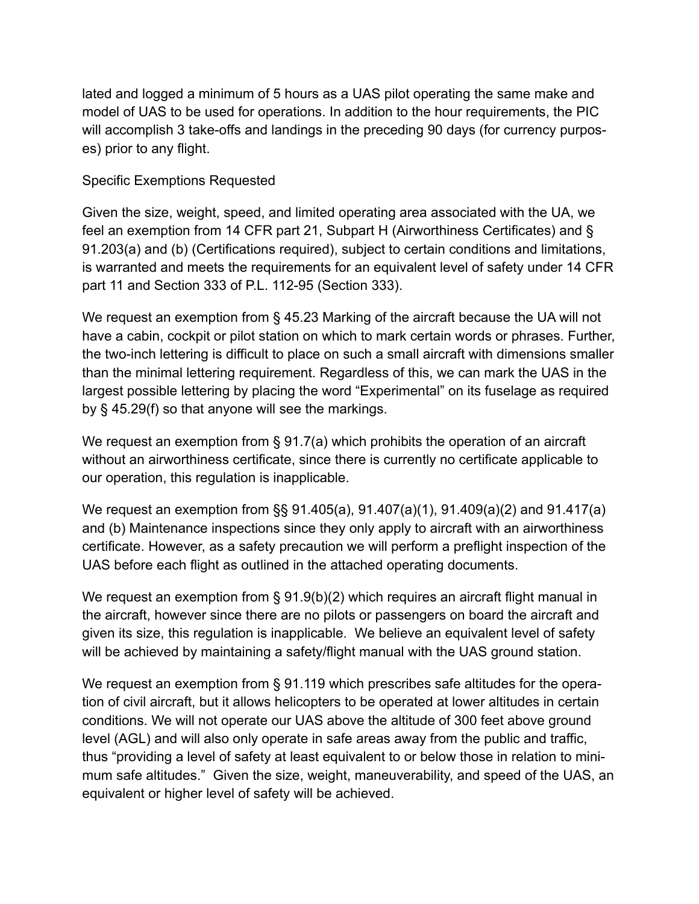lated and logged a minimum of 5 hours as a UAS pilot operating the same make and model of UAS to be used for operations. In addition to the hour requirements, the PIC will accomplish 3 take-offs and landings in the preceding 90 days (for currency purposes) prior to any flight.

Specific Exemptions Requested

Given the size, weight, speed, and limited operating area associated with the UA, we feel an exemption from 14 CFR part 21, Subpart H (Airworthiness Certificates) and § 91.203(a) and (b) (Certifications required), subject to certain conditions and limitations, is warranted and meets the requirements for an equivalent level of safety under 14 CFR part 11 and Section 333 of P.L. 112-95 (Section 333).

We request an exemption from § 45.23 Marking of the aircraft because the UA will not have a cabin, cockpit or pilot station on which to mark certain words or phrases. Further, the two-inch lettering is difficult to place on such a small aircraft with dimensions smaller than the minimal lettering requirement. Regardless of this, we can mark the UAS in the largest possible lettering by placing the word "Experimental" on its fuselage as required by § 45.29(f) so that anyone will see the markings.

We request an exemption from § 91.7(a) which prohibits the operation of an aircraft without an airworthiness certificate, since there is currently no certificate applicable to our operation, this regulation is inapplicable.

We request an exemption from §§ 91.405(a), 91.407(a)(1), 91.409(a)(2) and 91.417(a) and (b) Maintenance inspections since they only apply to aircraft with an airworthiness certificate. However, as a safety precaution we will perform a preflight inspection of the UAS before each flight as outlined in the attached operating documents.

We request an exemption from § 91.9(b)(2) which requires an aircraft flight manual in the aircraft, however since there are no pilots or passengers on board the aircraft and given its size, this regulation is inapplicable. We believe an equivalent level of safety will be achieved by maintaining a safety/flight manual with the UAS ground station.

We request an exemption from § 91.119 which prescribes safe altitudes for the operation of civil aircraft, but it allows helicopters to be operated at lower altitudes in certain conditions. We will not operate our UAS above the altitude of 300 feet above ground level (AGL) and will also only operate in safe areas away from the public and traffic, thus "providing a level of safety at least equivalent to or below those in relation to minimum safe altitudes." Given the size, weight, maneuverability, and speed of the UAS, an equivalent or higher level of safety will be achieved.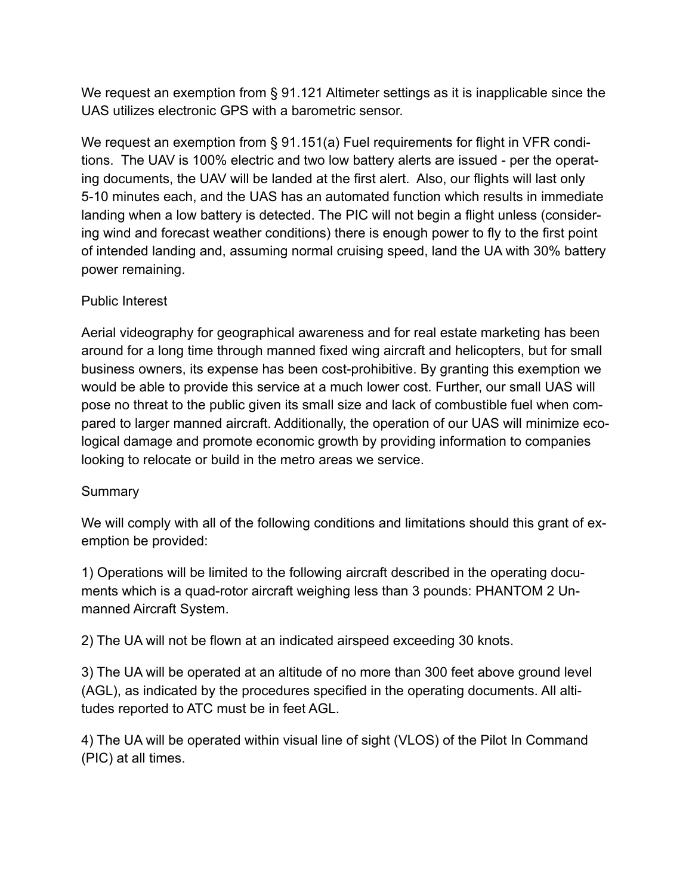We request an exemption from § 91.121 Altimeter settings as it is inapplicable since the UAS utilizes electronic GPS with a barometric sensor.

We request an exemption from § 91.151(a) Fuel requirements for flight in VFR conditions. The UAV is 100% electric and two low battery alerts are issued - per the operating documents, the UAV will be landed at the first alert. Also, our flights will last only 5-10 minutes each, and the UAS has an automated function which results in immediate landing when a low battery is detected. The PIC will not begin a flight unless (considering wind and forecast weather conditions) there is enough power to fly to the first point of intended landing and, assuming normal cruising speed, land the UA with 30% battery power remaining.

## Public Interest

Aerial videography for geographical awareness and for real estate marketing has been around for a long time through manned fixed wing aircraft and helicopters, but for small business owners, its expense has been cost-prohibitive. By granting this exemption we would be able to provide this service at a much lower cost. Further, our small UAS will pose no threat to the public given its small size and lack of combustible fuel when compared to larger manned aircraft. Additionally, the operation of our UAS will minimize ecological damage and promote economic growth by providing information to companies looking to relocate or build in the metro areas we service.

## Summary

We will comply with all of the following conditions and limitations should this grant of exemption be provided:

1) Operations will be limited to the following aircraft described in the operating documents which is a quad-rotor aircraft weighing less than 3 pounds: PHANTOM 2 Unmanned Aircraft System.

2) The UA will not be flown at an indicated airspeed exceeding 30 knots.

3) The UA will be operated at an altitude of no more than 300 feet above ground level (AGL), as indicated by the procedures specified in the operating documents. All altitudes reported to ATC must be in feet AGL.

4) The UA will be operated within visual line of sight (VLOS) of the Pilot In Command (PIC) at all times.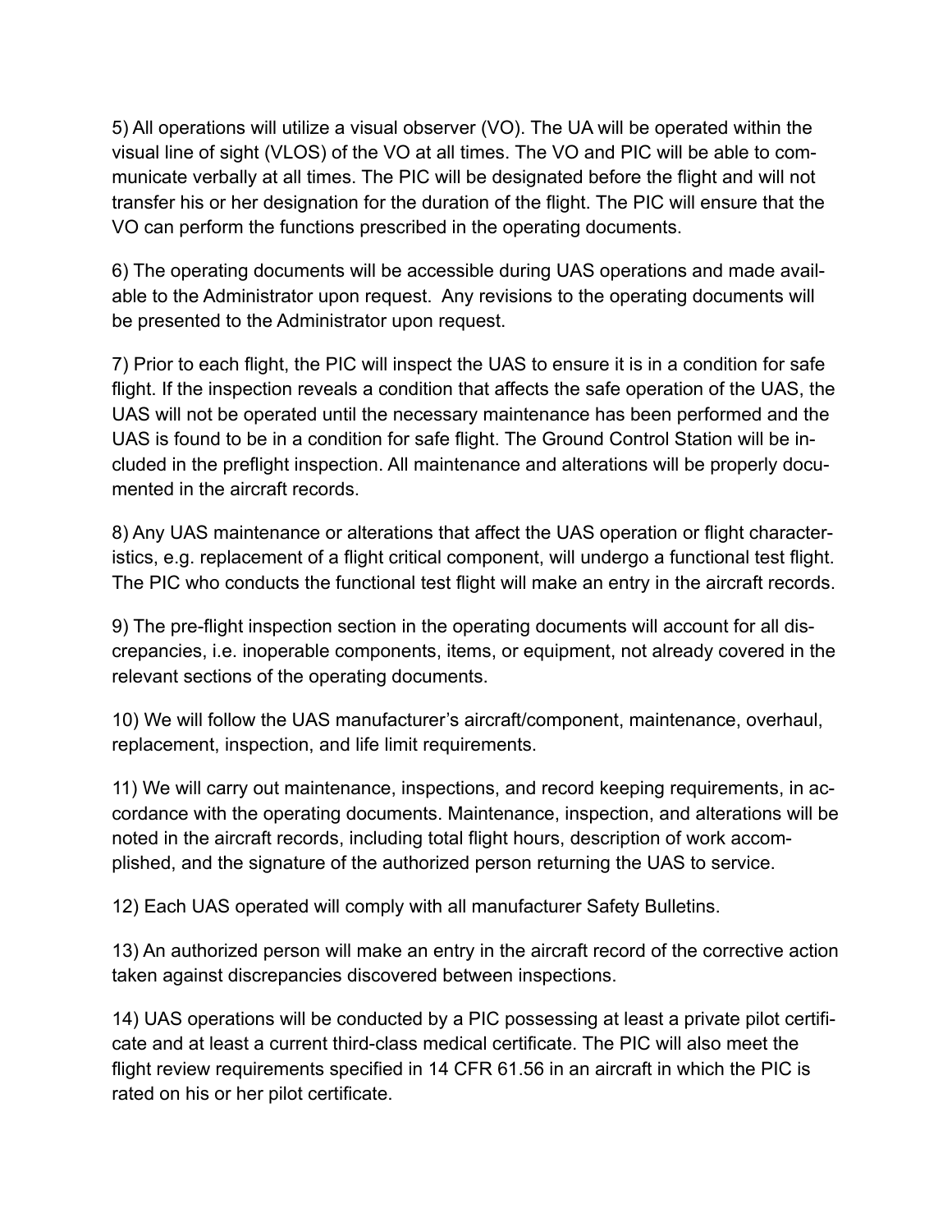5) All operations will utilize a visual observer (VO). The UA will be operated within the visual line of sight (VLOS) of the VO at all times. The VO and PIC will be able to communicate verbally at all times. The PIC will be designated before the flight and will not transfer his or her designation for the duration of the flight. The PIC will ensure that the VO can perform the functions prescribed in the operating documents.

6) The operating documents will be accessible during UAS operations and made available to the Administrator upon request. Any revisions to the operating documents will be presented to the Administrator upon request.

7) Prior to each flight, the PIC will inspect the UAS to ensure it is in a condition for safe flight. If the inspection reveals a condition that affects the safe operation of the UAS, the UAS will not be operated until the necessary maintenance has been performed and the UAS is found to be in a condition for safe flight. The Ground Control Station will be included in the preflight inspection. All maintenance and alterations will be properly documented in the aircraft records.

8) Any UAS maintenance or alterations that affect the UAS operation or flight characteristics, e.g. replacement of a flight critical component, will undergo a functional test flight. The PIC who conducts the functional test flight will make an entry in the aircraft records.

9) The pre-flight inspection section in the operating documents will account for all discrepancies, i.e. inoperable components, items, or equipment, not already covered in the relevant sections of the operating documents.

10) We will follow the UAS manufacturer's aircraft/component, maintenance, overhaul, replacement, inspection, and life limit requirements.

11) We will carry out maintenance, inspections, and record keeping requirements, in accordance with the operating documents. Maintenance, inspection, and alterations will be noted in the aircraft records, including total flight hours, description of work accomplished, and the signature of the authorized person returning the UAS to service.

12) Each UAS operated will comply with all manufacturer Safety Bulletins.

13) An authorized person will make an entry in the aircraft record of the corrective action taken against discrepancies discovered between inspections.

14) UAS operations will be conducted by a PIC possessing at least a private pilot certificate and at least a current third-class medical certificate. The PIC will also meet the flight review requirements specified in 14 CFR 61.56 in an aircraft in which the PIC is rated on his or her pilot certificate.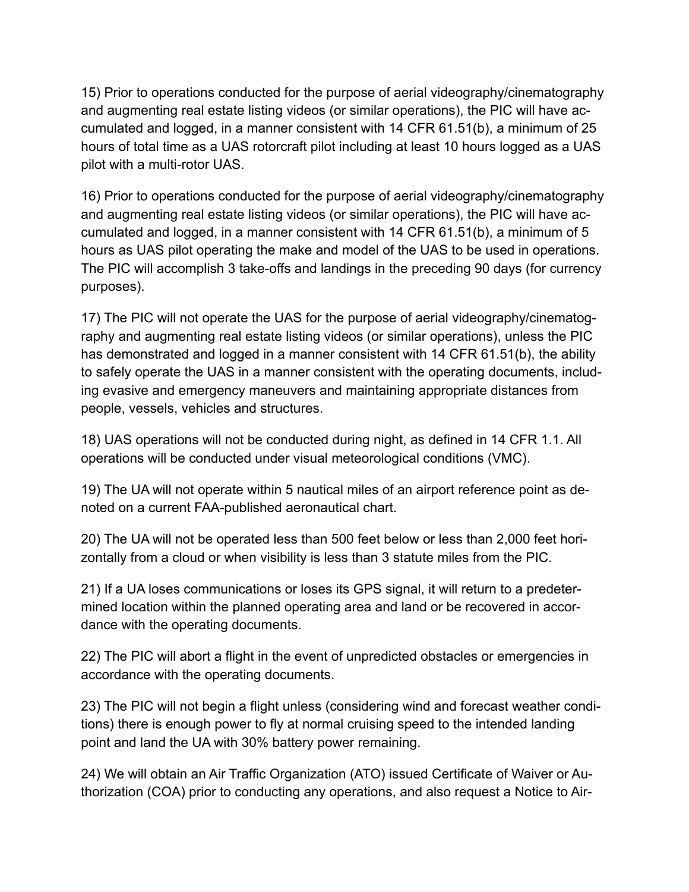15) Prior to operations conducted for the purpose of aerial videography/cinematography and augmenting real estate listing videos (or similar operations), the PIC will have accumulated and logged, in a manner consistent with 14 CFR 61.51(b), a minimum of 25 hours of total time as a UAS rotorcraft pilot including at least 10 hours logged as a UAS pilot with a multi-rotor UAS.

16) Prior to operations conducted for the purpose of aerial videography/cinematography and augmenting real estate listing videos (or similar operations), the PIC will have accumulated and logged, in a manner consistent with 14 CFR 61.51(b), a minimum of 5 hours as UAS pilot operating the make and model of the UAS to be used in operations. The PIC will accomplish 3 take-offs and landings in the preceding 90 days (for currency purposes).

17) The PIC will not operate the UAS for the purpose of aerial videography/cinematography and augmenting real estate listing videos (or similar operations), unless the PIC has demonstrated and logged in a manner consistent with 14 CFR 61.51(b), the ability to safely operate the UAS in a manner consistent with the operating documents, including evasive and emergency maneuvers and maintaining appropriate distances from people, vessels, vehicles and structures.

18) UAS operations will not be conducted during night, as defined in 14 CFR 1.1. All operations will be conducted under visual meteorological conditions (VMC).

19) The UA will not operate within 5 nautical miles of an airport reference point as denoted on a current FAA-published aeronautical chart.

20) The UA will not be operated less than 500 feet below or less than 2,000 feet horizontally from a cloud or when visibility is less than 3 statute miles from the PIC.

21) If a UA loses communications or loses its GPS signal, it will return to a predetermined location within the planned operating area and land or be recovered in accordance with the operating documents.

22) The PIC will abort a flight in the event of unpredicted obstacles or emergencies in accordance with the operating documents.

23) The PIC will not begin a flight unless (considering wind and forecast weather conditions) there is enough power to fly at normal cruising speed to the intended landing point and land the UA with 30% battery power remaining.

24) We will obtain an Air Traffic Organization (ATO) issued Certificate of Waiver or Authorization (COA) prior to conducting any operations, and also request a Notice to Air-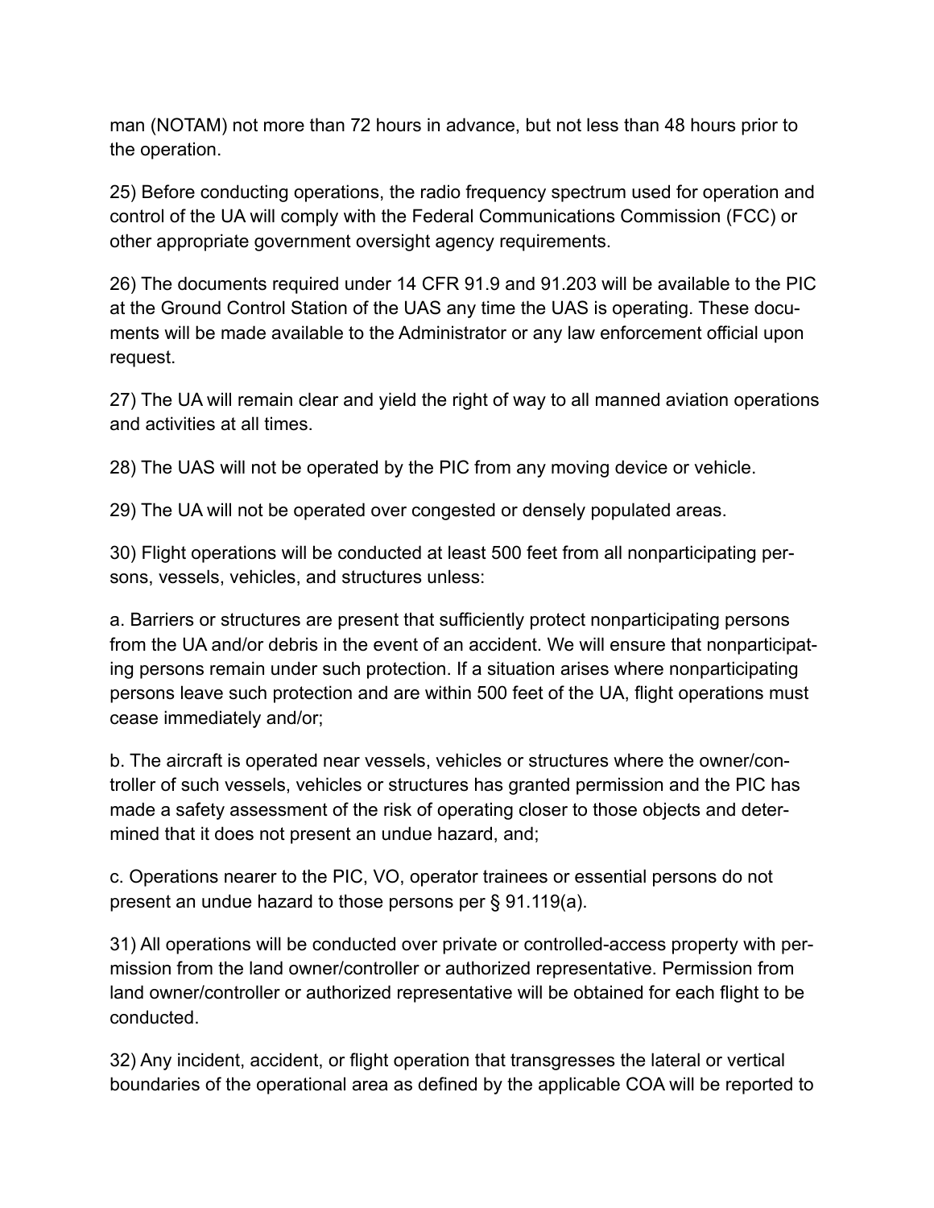man (NOTAM) not more than 72 hours in advance, but not less than 48 hours prior to the operation.

25) Before conducting operations, the radio frequency spectrum used for operation and control of the UA will comply with the Federal Communications Commission (FCC) or other appropriate government oversight agency requirements.

26) The documents required under 14 CFR 91.9 and 91.203 will be available to the PIC at the Ground Control Station of the UAS any time the UAS is operating. These documents will be made available to the Administrator or any law enforcement official upon request.

27) The UA will remain clear and yield the right of way to all manned aviation operations and activities at all times.

28) The UAS will not be operated by the PIC from any moving device or vehicle.

29) The UA will not be operated over congested or densely populated areas.

30) Flight operations will be conducted at least 500 feet from all nonparticipating persons, vessels, vehicles, and structures unless:

a. Barriers or structures are present that sufficiently protect nonparticipating persons from the UA and/or debris in the event of an accident. We will ensure that nonparticipating persons remain under such protection. If a situation arises where nonparticipating persons leave such protection and are within 500 feet of the UA, flight operations must cease immediately and/or;

b. The aircraft is operated near vessels, vehicles or structures where the owner/controller of such vessels, vehicles or structures has granted permission and the PIC has made a safety assessment of the risk of operating closer to those objects and determined that it does not present an undue hazard, and;

c. Operations nearer to the PIC, VO, operator trainees or essential persons do not present an undue hazard to those persons per § 91.119(a).

31) All operations will be conducted over private or controlled-access property with permission from the land owner/controller or authorized representative. Permission from land owner/controller or authorized representative will be obtained for each flight to be conducted.

32) Any incident, accident, or flight operation that transgresses the lateral or vertical boundaries of the operational area as defined by the applicable COA will be reported to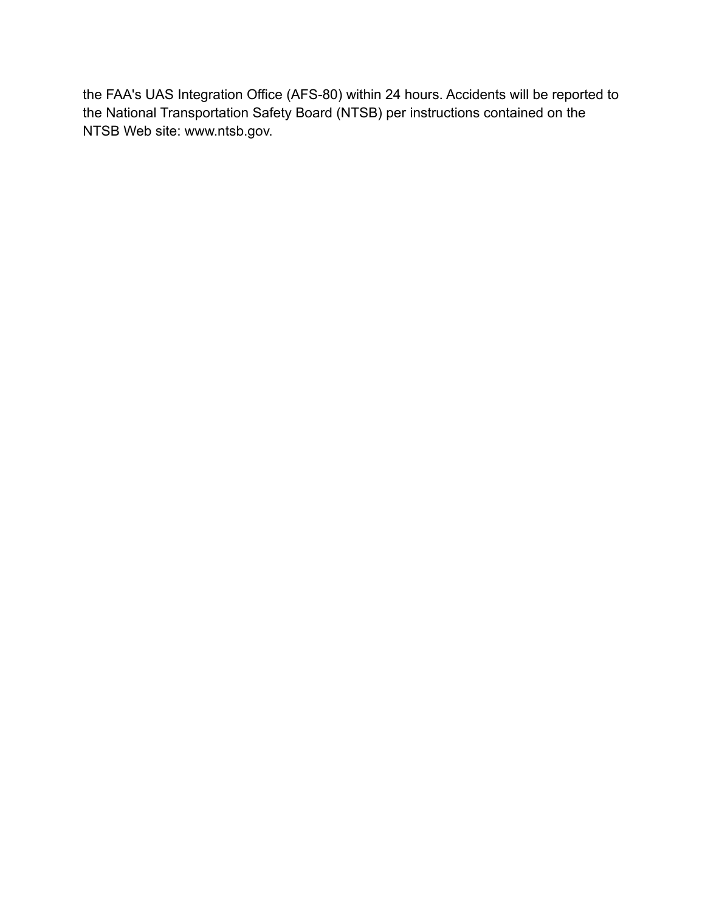the FAA's UAS Integration Office (AFS-80) within 24 hours. Accidents will be reported to the National Transportation Safety Board (NTSB) per instructions contained on the NTSB Web site: www.ntsb.gov.